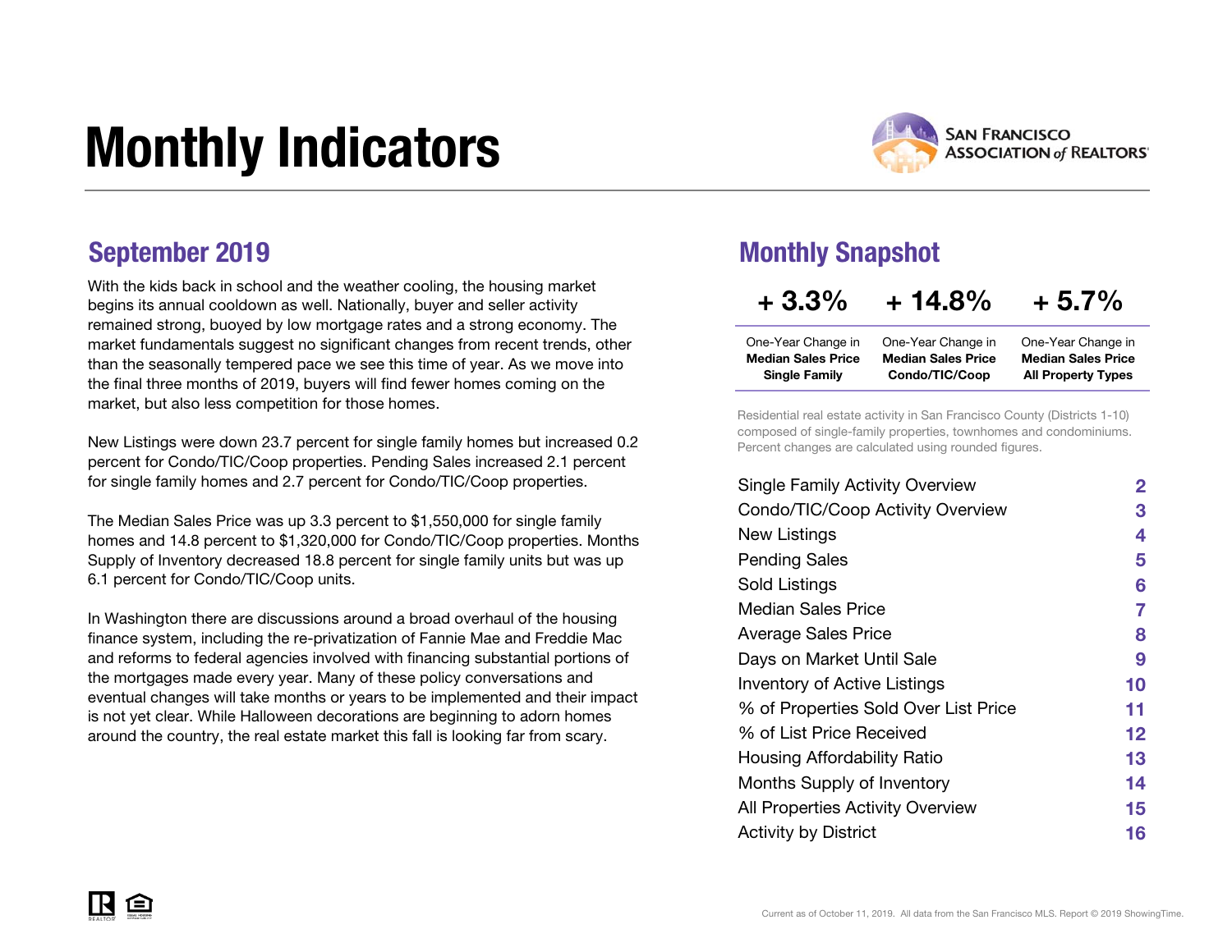# Monthly Indicators

SAN FRANCISCO ASSOCIATION of REALTORS®

## September 2019

With the kids back in school and the weather cooling, the housing market begins its annual cooldown as well. Nationally, buyer and seller activity remained strong, buoyed by low mortgage rates and a strong economy. The market fundamentals suggest no significant changes from recent trends, other than the seasonally tempered pace we see this time of year. As we move into the final three months of 2019, buyers will find fewer homes coming on the market, but also less competition for those homes.

New Listings were down 23.7 percent for single family homes but increased 0.2 percent for Condo/TIC/Coop properties. Pending Sales increased 2.1 percent for single family homes and 2.7 percent for Condo/TIC/Coop properties.

The Median Sales Price was up 3.3 percent to $1,550,000 for single family homes and 14.8 percent to $1,320,000 for Condo/TIC/Coop properties. Months Supply of Inventory decreased 18.8 percent for single family units but was up 6.1 percent for Condo/TIC/Coop units.

In Washington there are discussions around a broad overhaul of the housing finance system, including the re-privatization of Fannie Mae and Freddie Mac and reforms to federal agencies involved with financing substantial portions of the mortgages made every year. Many of these policy conversations and eventual changes will take months or years to be implemented and their impact is not yet clear. While Halloween decorations are beginning to adorn homes around the country, the real estate market this fall is looking far from scary.

## Monthly Snapshot

| + 3.3% | + 14.8% | + 5.7% |
|---|---|---|
| One-Year Change in **Median Sales Price Single Family** | One-Year Change in **Median Sales Price Condo/TIC/Coop** | One-Year Change in **Median Sales Price All Property Types** |

Residential real estate activity in San Francisco County (Districts 1-10) composed of single-family properties, townhomes and condominiums. Percent changes are calculated using rounded figures.

| | |
|---|---|
| Single Family Activity Overview | 2 |
| Condo/TIC/Coop Activity Overview | 3 |
| New Listings | 4 |
| Pending Sales | 5 |
| Sold Listings | 6 |
| Median Sales Price | 7 |
| Average Sales Price | 8 |
| Days on Market Until Sale | 9 |
| Inventory of Active Listings | 10 |
| % of Properties Sold Over List Price | 11 |
| % of List Price Received | 12 |
| Housing Affordability Ratio | 13 |
| Months Supply of Inventory | 14 |
| All Properties Activity Overview | 15 |
| Activity by District | 16 |

Current as of October 11, 2019. All data from the San Francisco MLS. Report © 2019 ShowingTime.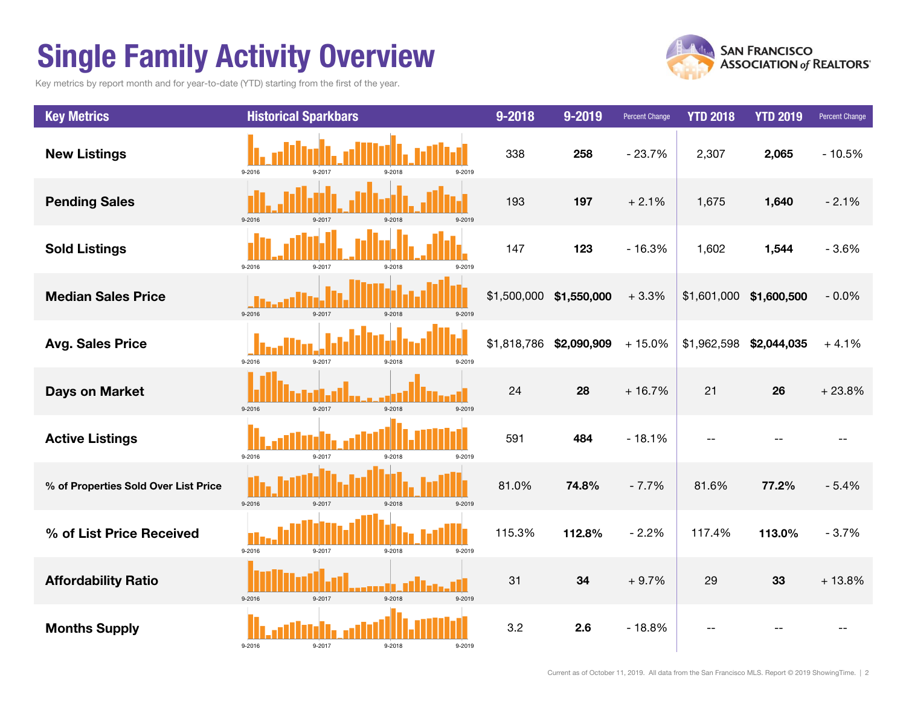# Single Family Activity Overview

Key metrics by report month and for year-to-date (YTD) starting from the first of the year.

| Key Metrics | Historical Sparkbars | 9-2018 | 9-2019 | Percent Change | YTD 2018 | YTD 2019 | Percent Change |
|---|---|---|---|---|---|---|---|
| New Listings | 9-2016 9-2017 9-2018 9-2019 | 338 | **258** | - 23.7% | 2,307 | **2,065** | - 10.5% |
| Pending Sales | 9-2016 9-2017 9-2018 9-2019 | 193 | **197** | + 2.1% | 1,675 | **1,640** | - 2.1% |
| Sold Listings | 9-2016 9-2017 9-2018 9-2019 | 147 | **123** | - 16.3% | 1,602 | **1,544** | - 3.6% |
| Median Sales Price | 9-2016 9-2017 9-2018 9-2019 | $1,500,000 | **$1,550,000** | + 3.3% | $1,601,000 | **$1,600,500** | - 0.0% |
| Avg. Sales Price | 9-2016 9-2017 9-2018 9-2019 | $1,818,786 | **$2,090,909** | + 15.0% | $1,962,598 | **$2,044,035** | + 4.1% |
| Days on Market | 9-2016 9-2017 9-2018 9-2019 | 24 | **28** | + 16.7% | 21 | **26** | + 23.8% |
| Active Listings | 9-2016 9-2017 9-2018 9-2019 | 591 | **484** | - 18.1% | -- | -- | -- |
| % of Properties Sold Over List Price | 9-2016 9-2017 9-2018 9-2019 | 81.0% | **74.8%** | - 7.7% | 81.6% | **77.2%** | - 5.4% |
| % of List Price Received | 9-2016 9-2017 9-2018 9-2019 | 115.3% | **112.8%** | - 2.2% | 117.4% | **113.0%** | - 3.7% |
| Affordability Ratio | 9-2016 9-2017 9-2018 9-2019 | 31 | **34** | + 9.7% | 29 | **33** | + 13.8% |
| Months Supply | 9-2016 9-2017 9-2018 9-2019 | 3.2 | **2.6** | - 18.8% | -- | -- | -- |

Current as of October 11, 2019. All data from the San Francisco MLS. Report © 2019 ShowingTime.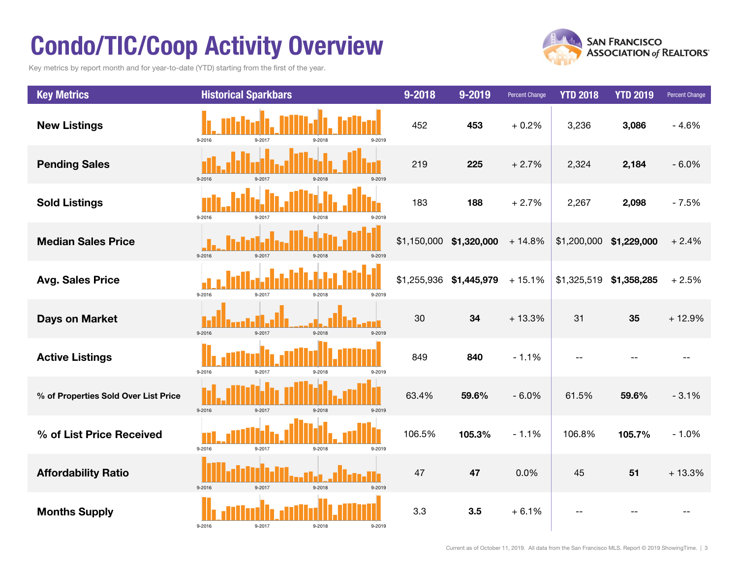# Condo/TIC/Coop Activity Overview

Key metrics by report month and for year-to-date (YTD) starting from the first of the year.

| Key Metrics | Historical Sparkbars | 9-2018 | 9-2019 | Percent Change | YTD 2018 | YTD 2019 | Percent Change |
|---|---|---|---|---|---|---|---|
| **New Listings** | 9-2016 9-2017 9-2018 9-2019 | 452 | **453** | + 0.2% | 3,236 | **3,086** | - 4.6% |
| **Pending Sales** | 9-2016 9-2017 9-2018 9-2019 | 219 | **225** | + 2.7% | 2,324 | **2,184** | - 6.0% |
| **Sold Listings** | 9-2016 9-2017 9-2018 9-2019 | 183 | **188** | + 2.7% | 2,267 | **2,098** | - 7.5% |
| **Median Sales Price** | 9-2016 9-2017 9-2018 9-2019 | $1,150,000 | **$1,320,000** | + 14.8% | $1,200,000 | **$1,229,000** | + 2.4% |
| **Avg. Sales Price** | 9-2016 9-2017 9-2018 9-2019 | $1,255,936 | **$1,445,979** | + 15.1% | $1,325,519 | **$1,358,285** | + 2.5% |
| **Days on Market** | 9-2016 9-2017 9-2018 9-2019 | 30 | **34** | + 13.3% | 31 | **35** | + 12.9% |
| **Active Listings** | 9-2016 9-2017 9-2018 9-2019 | 849 | **840** | - 1.1% | -- | -- | -- |
| **% of Properties Sold Over List Price** | 9-2016 9-2017 9-2018 9-2019 | 63.4% | **59.6%** | - 6.0% | 61.5% | **59.6%** | - 3.1% |
| **% of List Price Received** | 9-2016 9-2017 9-2018 9-2019 | 106.5% | **105.3%** | - 1.1% | 106.8% | **105.7%** | - 1.0% |
| **Affordability Ratio** | 9-2016 9-2017 9-2018 9-2019 | 47 | **47** | 0.0% | 45 | **51** | + 13.3% |
| **Months Supply** | 9-2016 9-2017 9-2018 9-2019 | 3.3 | **3.5** | + 6.1% | -- | -- | -- |

Current as of October 11, 2019. All data from the San Francisco MLS. Report © 2019 ShowingTime.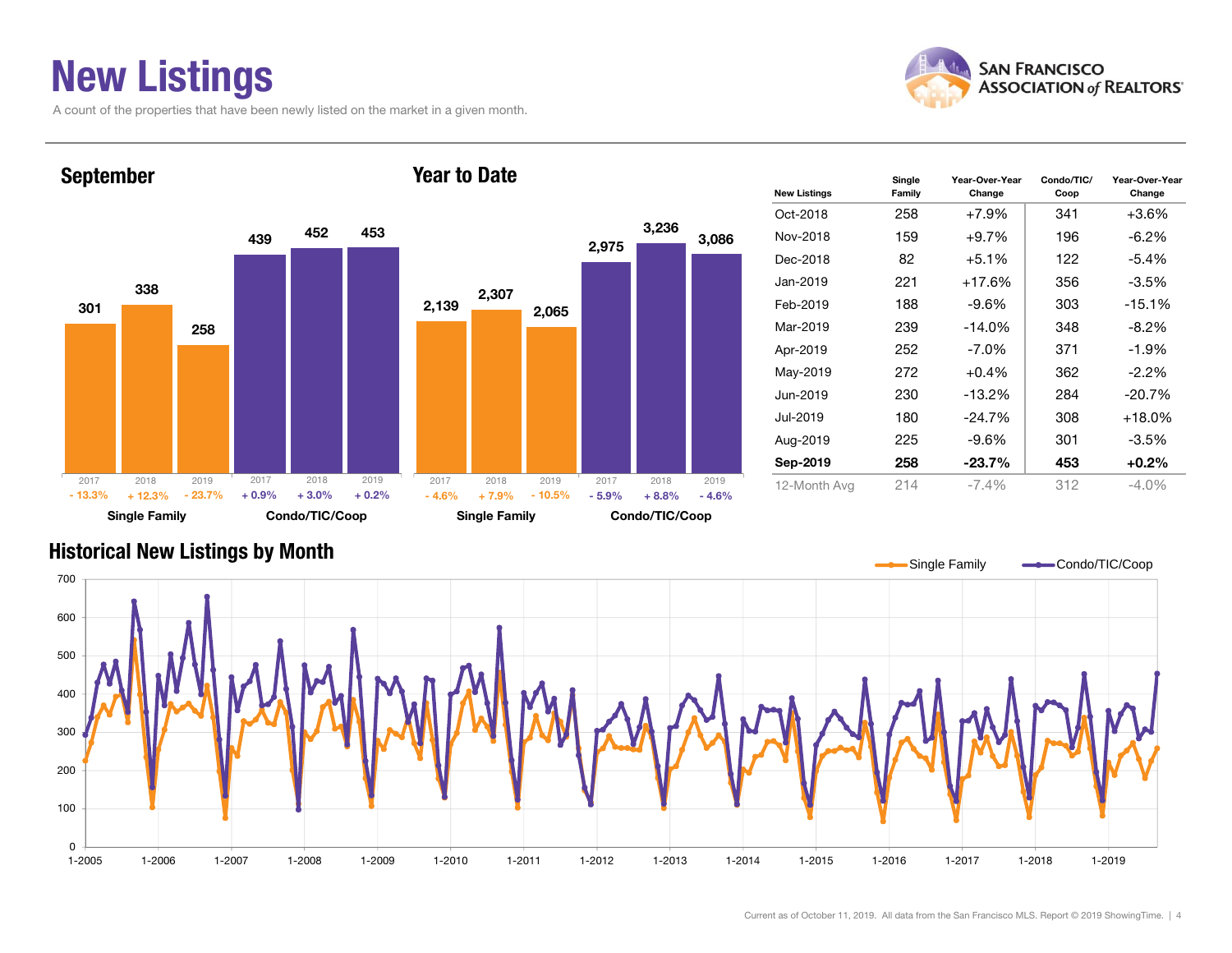# New Listings

A count of the properties that have been newly listed on the market in a given month.

## September

| | 2017 | 2018 | 2019 |
|---|---|---|---|
| Single Family | 301 | 338 | 258 |
| Change | - 13.3% | + 12.3% | - 23.7% |
| Condo/TIC/Coop | 439 | 452 | 453 |
| Change | + 0.9% | + 3.0% | + 0.2% |

## Year to Date

| | 2017 | 2018 | 2019 |
|---|---|---|---|
| Single Family | 2,139 | 2,307 | 2,065 |
| Change | - 4.6% | + 7.9% | - 10.5% |
| Condo/TIC/Coop | 2,975 | 3,236 | 3,086 |
| Change | - 5.9% | + 8.8% | - 4.6% |

| New Listings | Single Family | Year-Over-Year Change | Condo/TIC/ Coop | Year-Over-Year Change |
|---|---|---|---|---|
| Oct-2018 | 258 | +7.9% | 341 | +3.6% |
| Nov-2018 | 159 | +9.7% | 196 | -6.2% |
| Dec-2018 | 82 | +5.1% | 122 | -5.4% |
| Jan-2019 | 221 | +17.6% | 356 | -3.5% |
| Feb-2019 | 188 | -9.6% | 303 | -15.1% |
| Mar-2019 | 239 | -14.0% | 348 | -8.2% |
| Apr-2019 | 252 | -7.0% | 371 | -1.9% |
| May-2019 | 272 | +0.4% | 362 | -2.2% |
| Jun-2019 | 230 | -13.2% | 284 | -20.7% |
| Jul-2019 | 180 | -24.7% | 308 | +18.0% |
| Aug-2019 | 225 | -9.6% | 301 | -3.5% |
| **Sep-2019** | **258** | **-23.7%** | **453** | **+0.2%** |
| 12-Month Avg | 214 | -7.4% | 312 | -4.0% |

## Historical New Listings by Month

Current as of October 11, 2019. All data from the San Francisco MLS. Report © 2019 ShowingTime.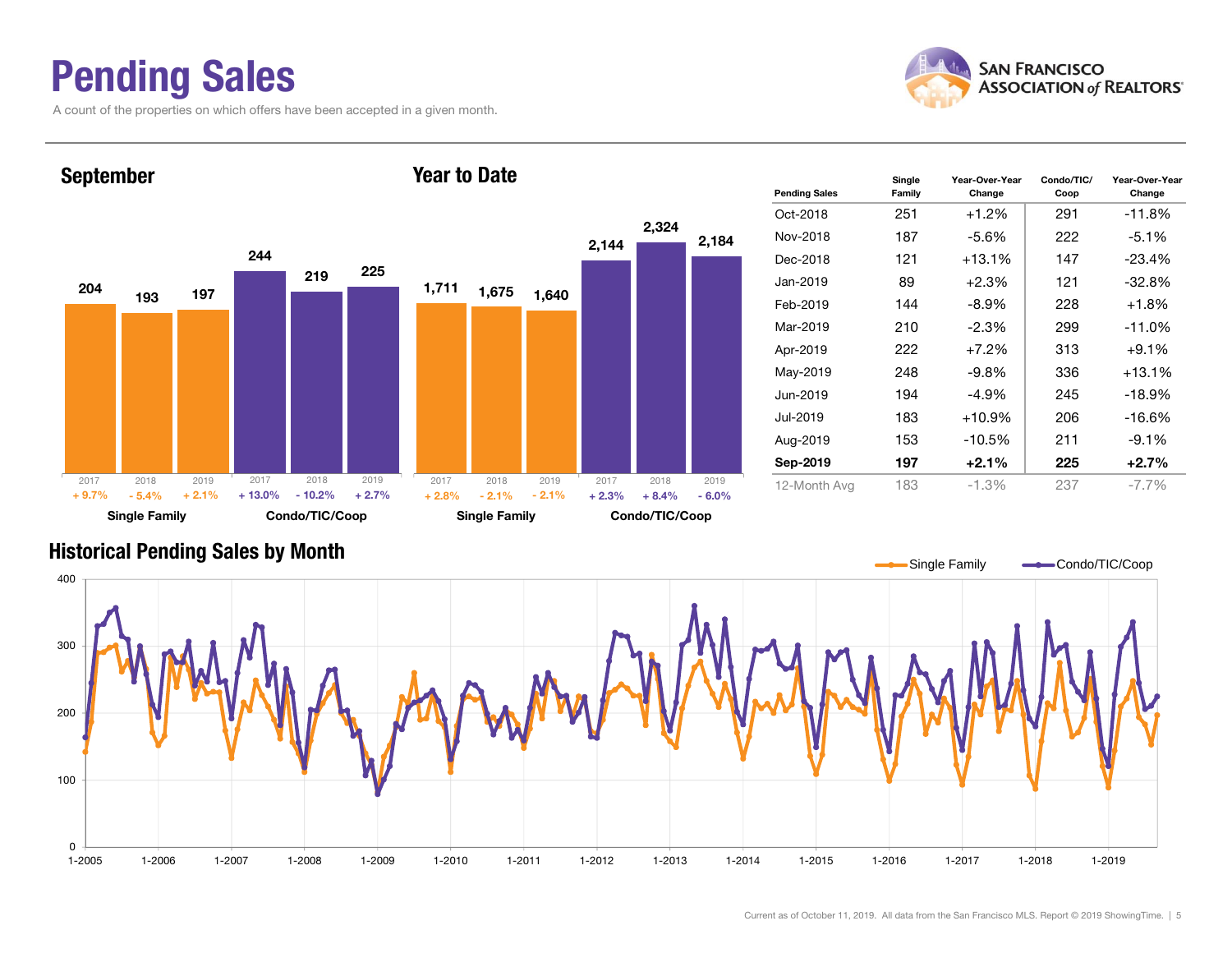# Pending Sales

A count of the properties on which offers have been accepted in a given month.

SAN FRANCISCO ASSOCIATION of REALTORS®

## September

| | 2017 | 2018 | 2019 |
|---|---|---|---|
| Single Family | 204 | 193 | 197 |
| Change | + 9.7% | - 5.4% | + 2.1% |
| Condo/TIC/Coop | 244 | 219 | 225 |
| Change | + 13.0% | - 10.2% | + 2.7% |

## Year to Date

| | 2017 | 2018 | 2019 |
|---|---|---|---|
| Single Family | 1,711 | 1,675 | 1,640 |
| Change | + 2.8% | - 2.1% | - 2.1% |
| Condo/TIC/Coop | 2,144 | 2,324 | 2,184 |
| Change | + 2.3% | + 8.4% | - 6.0% |

| Pending Sales | Single Family | Year-Over-Year Change | Condo/TIC/ Coop | Year-Over-Year Change |
|---|---|---|---|---|
| Oct-2018 | 251 | +1.2% | 291 | -11.8% |
| Nov-2018 | 187 | -5.6% | 222 | -5.1% |
| Dec-2018 | 121 | +13.1% | 147 | -23.4% |
| Jan-2019 | 89 | +2.3% | 121 | -32.8% |
| Feb-2019 | 144 | -8.9% | 228 | +1.8% |
| Mar-2019 | 210 | -2.3% | 299 | -11.0% |
| Apr-2019 | 222 | +7.2% | 313 | +9.1% |
| May-2019 | 248 | -9.8% | 336 | +13.1% |
| Jun-2019 | 194 | -4.9% | 245 | -18.9% |
| Jul-2019 | 183 | +10.9% | 206 | -16.6% |
| Aug-2019 | 153 | -10.5% | 211 | -9.1% |
| **Sep-2019** | **197** | **+2.1%** | **225** | **+2.7%** |
| 12-Month Avg | 183 | -1.3% | 237 | -7.7% |

## Historical Pending Sales by Month

Single Family — Condo/TIC/Coop

Current as of October 11, 2019. All data from the San Francisco MLS. Report © 2019 ShowingTime.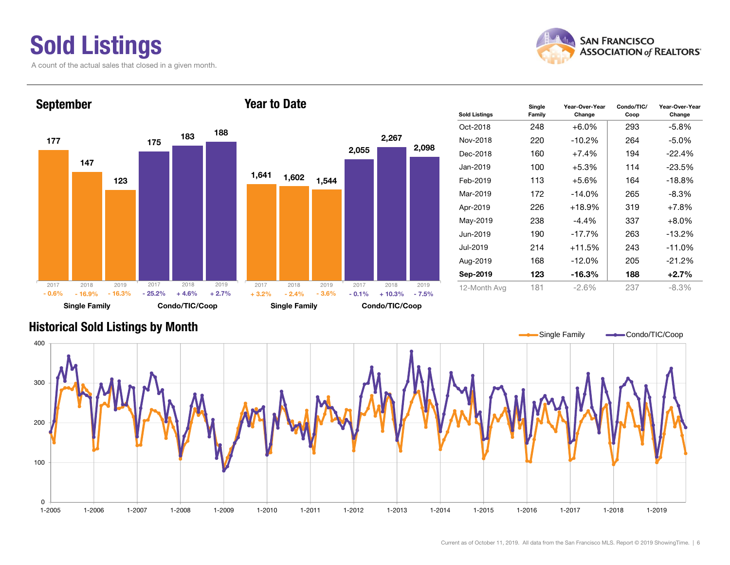# Sold Listings

A count of the actual sales that closed in a given month.

SAN FRANCISCO ASSOCIATION of REALTORS®

## September

| | 2017 | 2018 | 2019 |
|---|---|---|---|
| Single Family | 177 | 147 | 123 |
| Change | - 0.6% | - 16.9% | - 16.3% |
| Condo/TIC/Coop | 175 | 183 | 188 |
| Change | - 25.2% | + 4.6% | + 2.7% |

## Year to Date

| | 2017 | 2018 | 2019 |
|---|---|---|---|
| Single Family | 1,641 | 1,602 | 1,544 |
| Change | + 3.2% | - 2.4% | - 3.6% |
| Condo/TIC/Coop | 2,055 | 2,267 | 2,098 |
| Change | - 0.1% | + 10.3% | - 7.5% |

| Sold Listings | Single Family | Year-Over-Year Change | Condo/TIC/ Coop | Year-Over-Year Change |
|---|---|---|---|---|
| Oct-2018 | 248 | +6.0% | 293 | -5.8% |
| Nov-2018 | 220 | -10.2% | 264 | -5.0% |
| Dec-2018 | 160 | +7.4% | 194 | -22.4% |
| Jan-2019 | 100 | +5.3% | 114 | -23.5% |
| Feb-2019 | 113 | +5.6% | 164 | -18.8% |
| Mar-2019 | 172 | -14.0% | 265 | -8.3% |
| Apr-2019 | 226 | +18.9% | 319 | +7.8% |
| May-2019 | 238 | -4.4% | 337 | +8.0% |
| Jun-2019 | 190 | -17.7% | 263 | -13.2% |
| Jul-2019 | 214 | +11.5% | 243 | -11.0% |
| Aug-2019 | 168 | -12.0% | 205 | -21.2% |
| **Sep-2019** | **123** | **-16.3%** | **188** | **+2.7%** |
| 12-Month Avg | 181 | -2.6% | 237 | -8.3% |

## Historical Sold Listings by Month

Single Family — Condo/TIC/Coop

Current as of October 11, 2019. All data from the San Francisco MLS. Report © 2019 ShowingTime.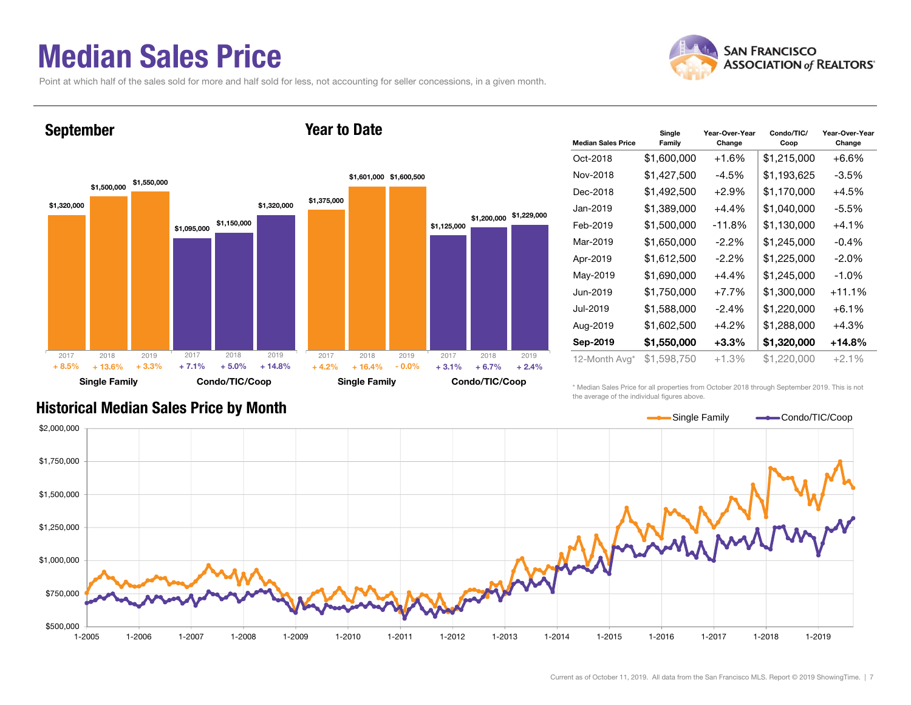# Median Sales Price

Point at which half of the sales sold for more and half sold for less, not accounting for seller concessions, in a given month.

## September

| | 2017 | 2018 | 2019 |
|---|---|---|---|
| Single Family | $1,320,000 | $1,500,000 | $1,550,000 |
| Change | + 8.5% | + 13.6% | + 3.3% |
| Condo/TIC/Coop | $1,095,000 | $1,150,000 | $1,320,000 |
| Change | + 7.1% | + 5.0% | + 14.8% |

## Year to Date

| | 2017 | 2018 | 2019 |
|---|---|---|---|
| Single Family | $1,375,000 | $1,601,000 | $1,600,500 |
| Change | + 4.2% | + 16.4% | - 0.0% |
| Condo/TIC/Coop | $1,125,000 | $1,200,000 | $1,229,000 |
| Change | + 3.1% | + 6.7% | + 2.4% |

| Median Sales Price | Single Family | Year-Over-Year Change | Condo/TIC/Coop | Year-Over-Year Change |
|---|---|---|---|---|
| Oct-2018 | $1,600,000 | +1.6% | $1,215,000 | +6.6% |
| Nov-2018 | $1,427,500 | -4.5% | $1,193,625 | -3.5% |
| Dec-2018 | $1,492,500 | +2.9% | $1,170,000 | +4.5% |
| Jan-2019 | $1,389,000 | +4.4% | $1,040,000 | -5.5% |
| Feb-2019 | $1,500,000 | -11.8% | $1,130,000 | +4.1% |
| Mar-2019 | $1,650,000 | -2.2% | $1,245,000 | -0.4% |
| Apr-2019 | $1,612,500 | -2.2% | $1,225,000 | -2.0% |
| May-2019 | $1,690,000 | +4.4% | $1,245,000 | -1.0% |
| Jun-2019 | $1,750,000 | +7.7% | $1,300,000 | +11.1% |
| Jul-2019 | $1,588,000 | -2.4% | $1,220,000 | +6.1% |
| Aug-2019 | $1,602,500 | +4.2% | $1,288,000 | +4.3% |
| **Sep-2019** | **$1,550,000** | **+3.3%** | **$1,320,000** | **+14.8%** |
| 12-Month Avg* | $1,598,750 | +1.3% | $1,220,000 | +2.1% |

\* Median Sales Price for all properties from October 2018 through September 2019. This is not the average of the individual figures above.

## Historical Median Sales Price by Month

Single Family — Condo/TIC/Coop

Current as of October 11, 2019. All data from the San Francisco MLS. Report © 2019 ShowingTime.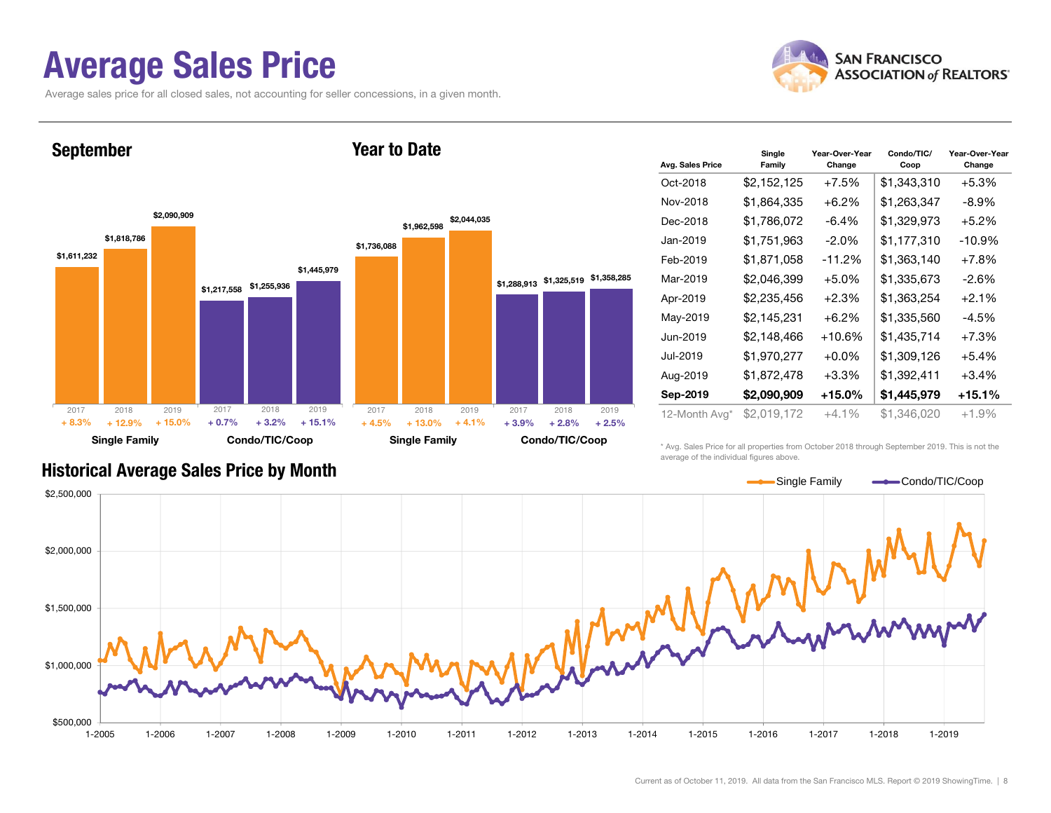# Average Sales Price

Average sales price for all closed sales, not accounting for seller concessions, in a given month.

## September

| | 2017 | 2018 | 2019 |
|---|---|---|---|
| Single Family | $1,611,232 | $1,818,786 | $2,090,909 |
| Change | + 8.3% | + 12.9% | + 15.0% |
| Condo/TIC/Coop | $1,217,558 | $1,255,936 | $1,445,979 |
| Change | + 0.7% | + 3.2% | + 15.1% |

## Year to Date

| | 2017 | 2018 | 2019 |
|---|---|---|---|
| Single Family | $1,736,088 | $1,962,598 | $2,044,035 |
| Change | + 4.5% | + 13.0% | + 4.1% |
| Condo/TIC/Coop | $1,288,913 | $1,325,519 | $1,358,285 |
| Change | + 3.9% | + 2.8% | + 2.5% |

| Avg. Sales Price | Single Family | Year-Over-Year Change | Condo/TIC/ Coop | Year-Over-Year Change |
|---|---|---|---|---|
| Oct-2018 | $2,152,125 | +7.5% | $1,343,310 | +5.3% |
| Nov-2018 | $1,864,335 | +6.2% | $1,263,347 | -8.9% |
| Dec-2018 | $1,786,072 | -6.4% | $1,329,973 | +5.2% |
| Jan-2019 | $1,751,963 | -2.0% | $1,177,310 | -10.9% |
| Feb-2019 | $1,871,058 | -11.2% | $1,363,140 | +7.8% |
| Mar-2019 | $2,046,399 | +5.0% | $1,335,673 | -2.6% |
| Apr-2019 | $2,235,456 | +2.3% | $1,363,254 | +2.1% |
| May-2019 | $2,145,231 | +6.2% | $1,335,560 | -4.5% |
| Jun-2019 | $2,148,466 | +10.6% | $1,435,714 | +7.3% |
| Jul-2019 | $1,970,277 | +0.0% | $1,309,126 | +5.4% |
| Aug-2019 | $1,872,478 | +3.3% | $1,392,411 | +3.4% |
| **Sep-2019** | **$2,090,909** | **+15.0%** | **$1,445,979** | **+15.1%** |
| 12-Month Avg* | $2,019,172 | +4.1% | $1,346,020 | +1.9% |

\* Avg. Sales Price for all properties from October 2018 through September 2019. This is not the average of the individual figures above.

## Historical Average Sales Price by Month

Single Family — Condo/TIC/Coop

Current as of October 11, 2019. All data from the San Francisco MLS. Report © 2019 ShowingTime.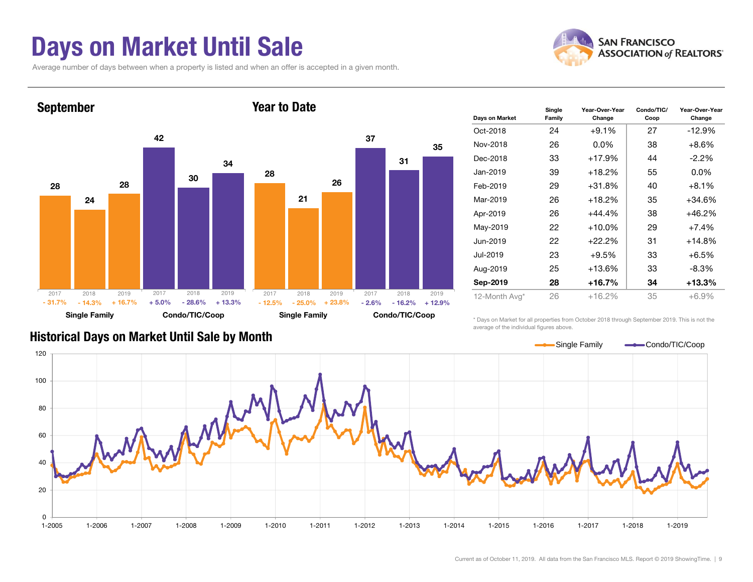# Days on Market Until Sale

Average number of days between when a property is listed and when an offer is accepted in a given month.

## September

| | Single Family | | | Condo/TIC/Coop | | |
|---|---|---|---|---|---|---|
| Year | 2017 | 2018 | 2019 | 2017 | 2018 | 2019 |
| Days | 28 | 24 | 28 | 42 | 30 | 34 |
| Change | - 31.7% | - 14.3% | + 16.7% | + 5.0% | - 28.6% | + 13.3% |

## Year to Date

| | Single Family | | | Condo/TIC/Coop | | |
|---|---|---|---|---|---|---|
| Year | 2017 | 2018 | 2019 | 2017 | 2018 | 2019 |
| Days | 28 | 21 | 26 | 37 | 31 | 35 |
| Change | - 12.5% | - 25.0% | + 23.8% | - 2.6% | - 16.2% | + 12.9% |

| Days on Market | Single Family | Year-Over-Year Change | Condo/TIC/ Coop | Year-Over-Year Change |
|---|---|---|---|---|
| Oct-2018 | 24 | +9.1% | 27 | -12.9% |
| Nov-2018 | 26 | 0.0% | 38 | +8.6% |
| Dec-2018 | 33 | +17.9% | 44 | -2.2% |
| Jan-2019 | 39 | +18.2% | 55 | 0.0% |
| Feb-2019 | 29 | +31.8% | 40 | +8.1% |
| Mar-2019 | 26 | +18.2% | 35 | +34.6% |
| Apr-2019 | 26 | +44.4% | 38 | +46.2% |
| May-2019 | 22 | +10.0% | 29 | +7.4% |
| Jun-2019 | 22 | +22.2% | 31 | +14.8% |
| Jul-2019 | 23 | +9.5% | 33 | +6.5% |
| Aug-2019 | 25 | +13.6% | 33 | -8.3% |
| **Sep-2019** | **28** | **+16.7%** | **34** | **+13.3%** |
| 12-Month Avg* | 26 | +16.2% | 35 | +6.9% |

\* Days on Market for all properties from October 2018 through September 2019. This is not the average of the individual figures above.

## Historical Days on Market Until Sale by Month

Single Family — Condo/TIC/Coop

Current as of October 11, 2019. All data from the San Francisco MLS. Report © 2019 ShowingTime.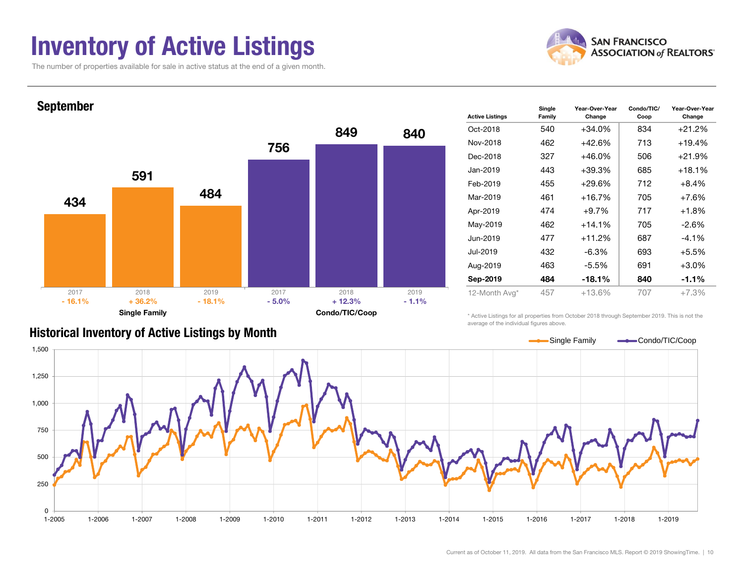# Inventory of Active Listings

The number of properties available for sale in active status at the end of a given month.

SAN FRANCISCO ASSOCIATION of REALTORS®

## September

| | 2017 | 2018 | 2019 |
|---|---|---|---|
| Single Family | 434 | 591 | 484 |
| Change | - 16.1% | + 36.2% | - 18.1% |
| Condo/TIC/Coop | 756 | 849 | 840 |
| Change | - 5.0% | + 12.3% | - 1.1% |

| Active Listings | Single Family | Year-Over-Year Change | Condo/TIC/ Coop | Year-Over-Year Change |
|---|---|---|---|---|
| Oct-2018 | 540 | +34.0% | 834 | +21.2% |
| Nov-2018 | 462 | +42.6% | 713 | +19.4% |
| Dec-2018 | 327 | +46.0% | 506 | +21.9% |
| Jan-2019 | 443 | +39.3% | 685 | +18.1% |
| Feb-2019 | 455 | +29.6% | 712 | +8.4% |
| Mar-2019 | 461 | +16.7% | 705 | +7.6% |
| Apr-2019 | 474 | +9.7% | 717 | +1.8% |
| May-2019 | 462 | +14.1% | 705 | -2.6% |
| Jun-2019 | 477 | +11.2% | 687 | -4.1% |
| Jul-2019 | 432 | -6.3% | 693 | +5.5% |
| Aug-2019 | 463 | -5.5% | 691 | +3.0% |
| **Sep-2019** | **484** | **-18.1%** | **840** | **-1.1%** |
| 12-Month Avg* | 457 | +13.6% | 707 | +7.3% |

\* Active Listings for all properties from October 2018 through September 2019. This is not the average of the individual figures above.

## Historical Inventory of Active Listings by Month

Current as of October 11, 2019. All data from the San Francisco MLS. Report © 2019 ShowingTime.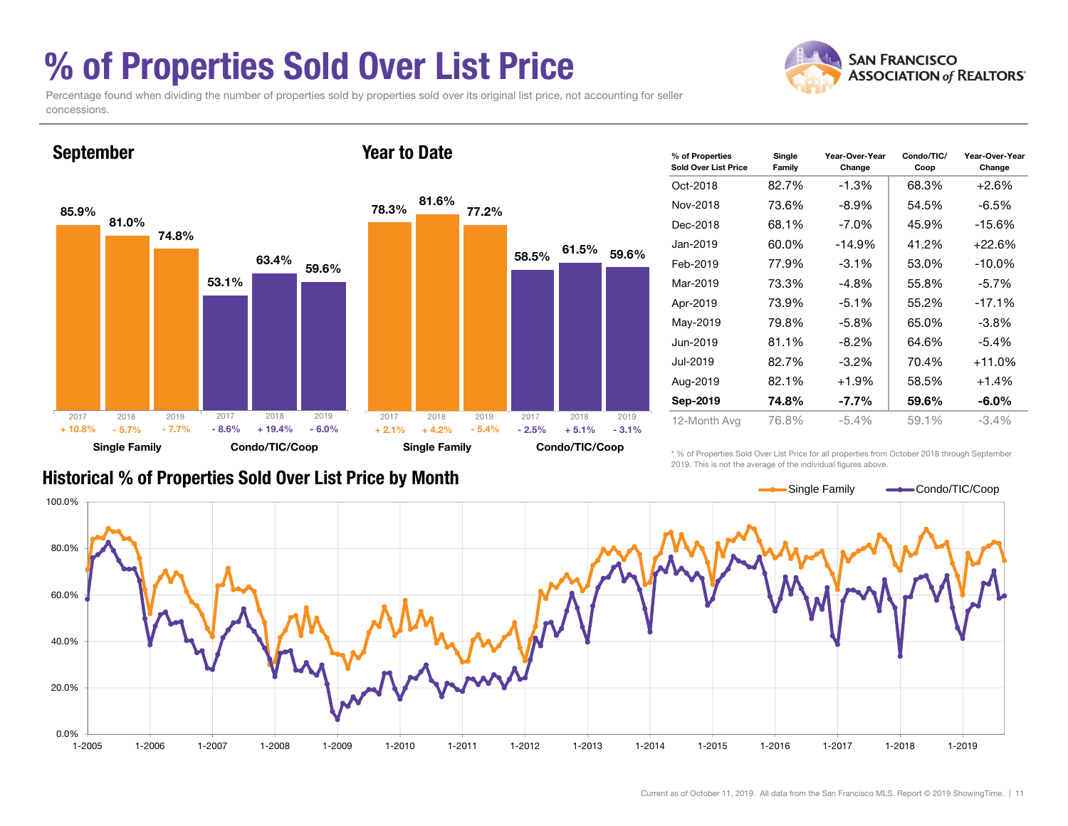# % of Properties Sold Over List Price

Percentage found when dividing the number of properties sold by properties sold over its original list price, not accounting for seller concessions.

SAN FRANCISCO ASSOCIATION of REALTORS®

## September

| | 2017 | 2018 | 2019 |
|---|---|---|---|
| Single Family | 85.9% (+ 10.8%) | 81.0% (- 5.7%) | 74.8% (- 7.7%) |
| Condo/TIC/Coop | 53.1% (- 8.6%) | 63.4% (+ 19.4%) | 59.6% (- 6.0%) |

## Year to Date

| | 2017 | 2018 | 2019 |
|---|---|---|---|
| Single Family | 78.3% (+ 2.1%) | 81.6% (+ 4.2%) | 77.2% (- 5.4%) |
| Condo/TIC/Coop | 58.5% (- 2.5%) | 61.5% (+ 5.1%) | 59.6% (- 3.1%) |

| % of Properties Sold Over List Price | Single Family | Year-Over-Year Change | Condo/TIC/Coop | Year-Over-Year Change |
|---|---|---|---|---|
| Oct-2018 | 82.7% | -1.3% | 68.3% | +2.6% |
| Nov-2018 | 73.6% | -8.9% | 54.5% | -6.5% |
| Dec-2018 | 68.1% | -7.0% | 45.9% | -15.6% |
| Jan-2019 | 60.0% | -14.9% | 41.2% | +22.6% |
| Feb-2019 | 77.9% | -3.1% | 53.0% | -10.0% |
| Mar-2019 | 73.3% | -4.8% | 55.8% | -5.7% |
| Apr-2019 | 73.9% | -5.1% | 55.2% | -17.1% |
| May-2019 | 79.8% | -5.8% | 65.0% | -3.8% |
| Jun-2019 | 81.1% | -8.2% | 64.6% | -5.4% |
| Jul-2019 | 82.7% | -3.2% | 70.4% | +11.0% |
| Aug-2019 | 82.1% | +1.9% | 58.5% | +1.4% |
| **Sep-2019** | **74.8%** | **-7.7%** | **59.6%** | **-6.0%** |
| 12-Month Avg | 76.8% | -5.4% | 59.1% | -3.4% |

* % of Properties Sold Over List Price for all properties from October 2018 through September 2019. This is not the average of the individual figures above.

## Historical % of Properties Sold Over List Price by Month

Single Family — Condo/TIC/Coop

Current as of October 11, 2019. All data from the San Francisco MLS. Report © 2019 ShowingTime.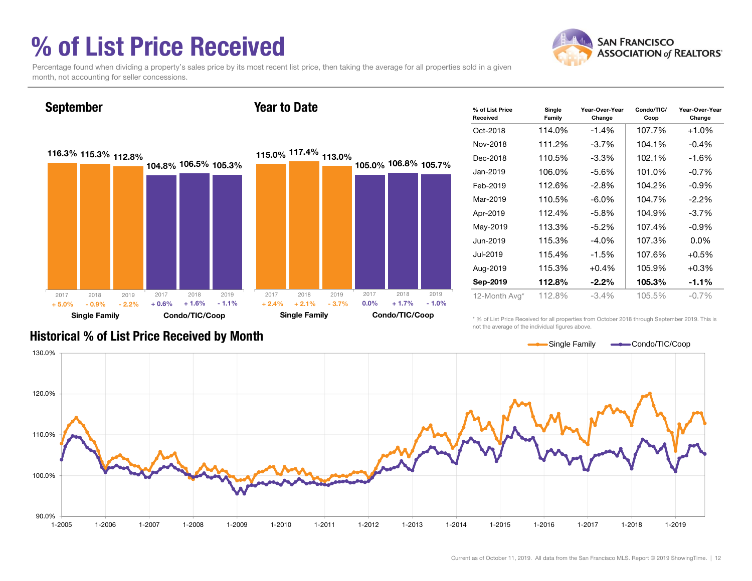# % of List Price Received

Percentage found when dividing a property's sales price by its most recent list price, then taking the average for all properties sold in a given month, not accounting for seller concessions.

## September

| | Single Family 2017 | Single Family 2018 | Single Family 2019 | Condo/TIC/Coop 2017 | Condo/TIC/Coop 2018 | Condo/TIC/Coop 2019 |
|---|---|---|---|---|---|---|
| % of List Price Received | 116.3% | 115.3% | 112.8% | 104.8% | 106.5% | 105.3% |
| Change | + 5.0% | - 0.9% | - 2.2% | + 0.6% | + 1.6% | - 1.1% |

## Year to Date

| | Single Family 2017 | Single Family 2018 | Single Family 2019 | Condo/TIC/Coop 2017 | Condo/TIC/Coop 2018 | Condo/TIC/Coop 2019 |
|---|---|---|---|---|---|---|
| % of List Price Received | 115.0% | 117.4% | 113.0% | 105.0% | 106.8% | 105.7% |
| Change | + 2.4% | + 2.1% | - 3.7% | 0.0% | + 1.7% | - 1.0% |

| % of List Price Received | Single Family | Year-Over-Year Change | Condo/TIC/Coop | Year-Over-Year Change |
|---|---|---|---|---|
| Oct-2018 | 114.0% | -1.4% | 107.7% | +1.0% |
| Nov-2018 | 111.2% | -3.7% | 104.1% | -0.4% |
| Dec-2018 | 110.5% | -3.3% | 102.1% | -1.6% |
| Jan-2019 | 106.0% | -5.6% | 101.0% | -0.7% |
| Feb-2019 | 112.6% | -2.8% | 104.2% | -0.9% |
| Mar-2019 | 110.5% | -6.0% | 104.7% | -2.2% |
| Apr-2019 | 112.4% | -5.8% | 104.9% | -3.7% |
| May-2019 | 113.3% | -5.2% | 107.4% | -0.9% |
| Jun-2019 | 115.3% | -4.0% | 107.3% | 0.0% |
| Jul-2019 | 115.4% | -1.5% | 107.6% | +0.5% |
| Aug-2019 | 115.3% | +0.4% | 105.9% | +0.3% |
| **Sep-2019** | **112.8%** | **-2.2%** | **105.3%** | **-1.1%** |
| 12-Month Avg* | 112.8% | -3.4% | 105.5% | -0.7% |

\* % of List Price Received for all properties from October 2018 through September 2019. This is not the average of the individual figures above.

## Historical % of List Price Received by Month

Single Family — Condo/TIC/Coop

Current as of October 11, 2019. All data from the San Francisco MLS. Report © 2019 ShowingTime.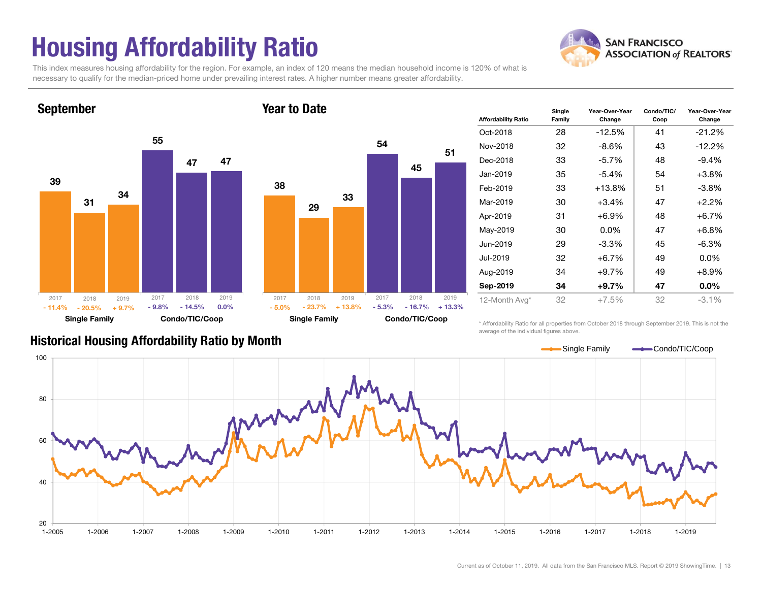# Housing Affordability Ratio

This index measures housing affordability for the region. For example, an index of 120 means the median household income is 120% of what is necessary to qualify for the median-priced home under prevailing interest rates. A higher number means greater affordability.

SAN FRANCISCO ASSOCIATION of REALTORS®

## September

| | 2017 | 2018 | 2019 |
|---|---|---|---|
| Single Family | 39 | 31 | 34 |
| Change | - 11.4% | - 20.5% | + 9.7% |
| Condo/TIC/Coop | 55 | 47 | 47 |
| Change | - 9.8% | - 14.5% | 0.0% |

## Year to Date

| | 2017 | 2018 | 2019 |
|---|---|---|---|
| Single Family | 38 | 29 | 33 |
| Change | - 5.0% | - 23.7% | + 13.8% |
| Condo/TIC/Coop | 54 | 45 | 51 |
| Change | - 5.3% | - 16.7% | + 13.3% |

| Affordability Ratio | Single Family | Year-Over-Year Change | Condo/TIC/ Coop | Year-Over-Year Change |
|---|---|---|---|---|
| Oct-2018 | 28 | -12.5% | 41 | -21.2% |
| Nov-2018 | 32 | -8.6% | 43 | -12.2% |
| Dec-2018 | 33 | -5.7% | 48 | -9.4% |
| Jan-2019 | 35 | -5.4% | 54 | +3.8% |
| Feb-2019 | 33 | +13.8% | 51 | -3.8% |
| Mar-2019 | 30 | +3.4% | 47 | +2.2% |
| Apr-2019 | 31 | +6.9% | 48 | +6.7% |
| May-2019 | 30 | 0.0% | 47 | +6.8% |
| Jun-2019 | 29 | -3.3% | 45 | -6.3% |
| Jul-2019 | 32 | +6.7% | 49 | 0.0% |
| Aug-2019 | 34 | +9.7% | 49 | +8.9% |
| **Sep-2019** | **34** | **+9.7%** | **47** | **0.0%** |
| 12-Month Avg* | 32 | +7.5% | 32 | -3.1% |

\* Affordability Ratio for all properties from October 2018 through September 2019. This is not the average of the individual figures above.

## Historical Housing Affordability Ratio by Month

Single Family — Condo/TIC/Coop

Current as of October 11, 2019. All data from the San Francisco MLS. Report © 2019 ShowingTime.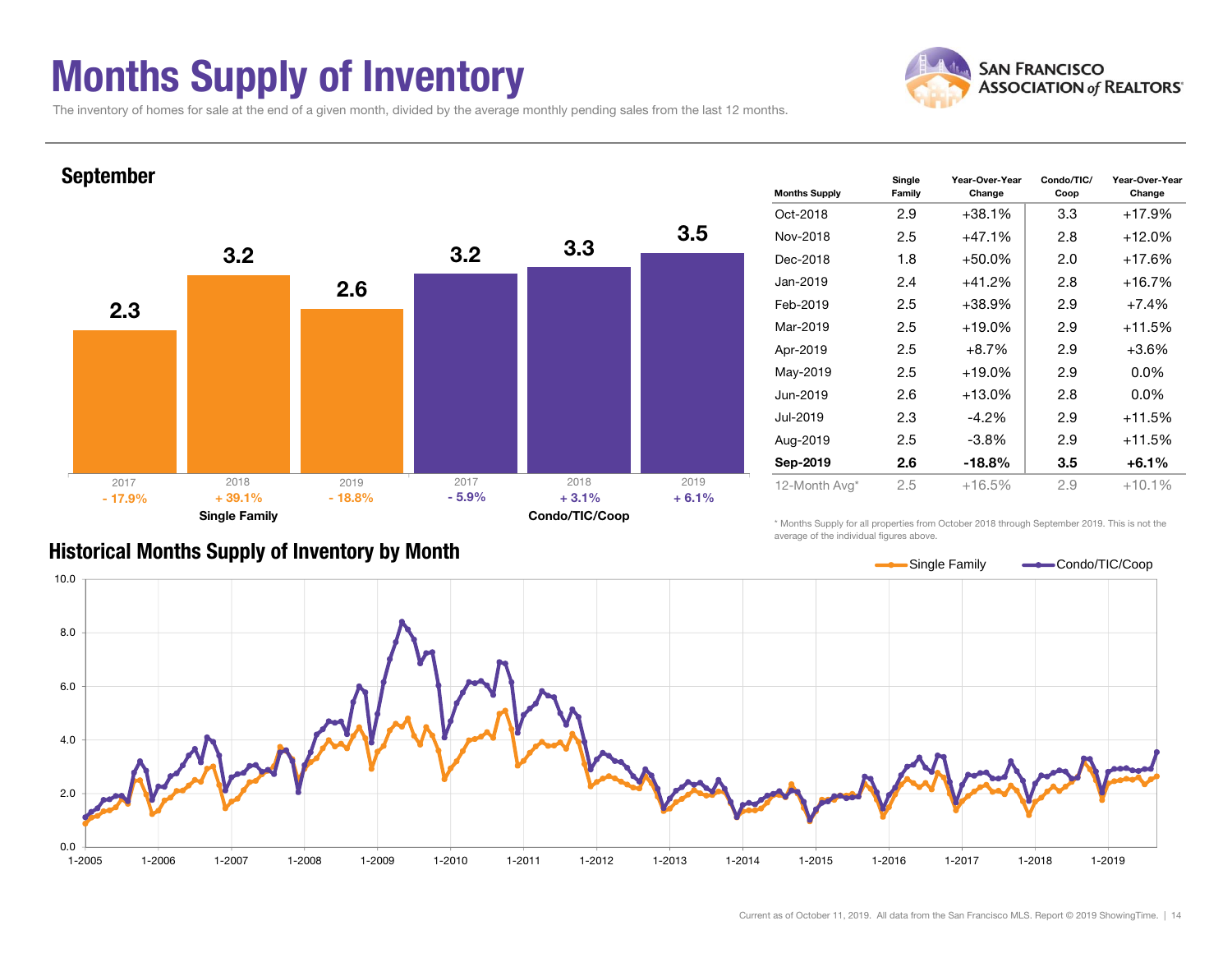# Months Supply of Inventory

The inventory of homes for sale at the end of a given month, divided by the average monthly pending sales from the last 12 months.

## September

| | 2017 | 2018 | 2019 |
|---|---|---|---|
| Single Family | 2.3 (- 17.9%) | 3.2 (+ 39.1%) | 2.6 (- 18.8%) |
| Condo/TIC/Coop | 3.2 (- 5.9%) | 3.3 (+ 3.1%) | 3.5 (+ 6.1%) |

| Months Supply | Single Family | Year-Over-Year Change | Condo/TIC/ Coop | Year-Over-Year Change |
|---|---|---|---|---|
| Oct-2018 | 2.9 | +38.1% | 3.3 | +17.9% |
| Nov-2018 | 2.5 | +47.1% | 2.8 | +12.0% |
| Dec-2018 | 1.8 | +50.0% | 2.0 | +17.6% |
| Jan-2019 | 2.4 | +41.2% | 2.8 | +16.7% |
| Feb-2019 | 2.5 | +38.9% | 2.9 | +7.4% |
| Mar-2019 | 2.5 | +19.0% | 2.9 | +11.5% |
| Apr-2019 | 2.5 | +8.7% | 2.9 | +3.6% |
| May-2019 | 2.5 | +19.0% | 2.9 | 0.0% |
| Jun-2019 | 2.6 | +13.0% | 2.8 | 0.0% |
| Jul-2019 | 2.3 | -4.2% | 2.9 | +11.5% |
| Aug-2019 | 2.5 | -3.8% | 2.9 | +11.5% |
| **Sep-2019** | **2.6** | **-18.8%** | **3.5** | **+6.1%** |
| 12-Month Avg* | 2.5 | +16.5% | 2.9 | +10.1% |

\* Months Supply for all properties from October 2018 through September 2019. This is not the average of the individual figures above.

## Historical Months Supply of Inventory by Month

Single Family — Condo/TIC/Coop

Current as of October 11, 2019. All data from the San Francisco MLS. Report © 2019 ShowingTime.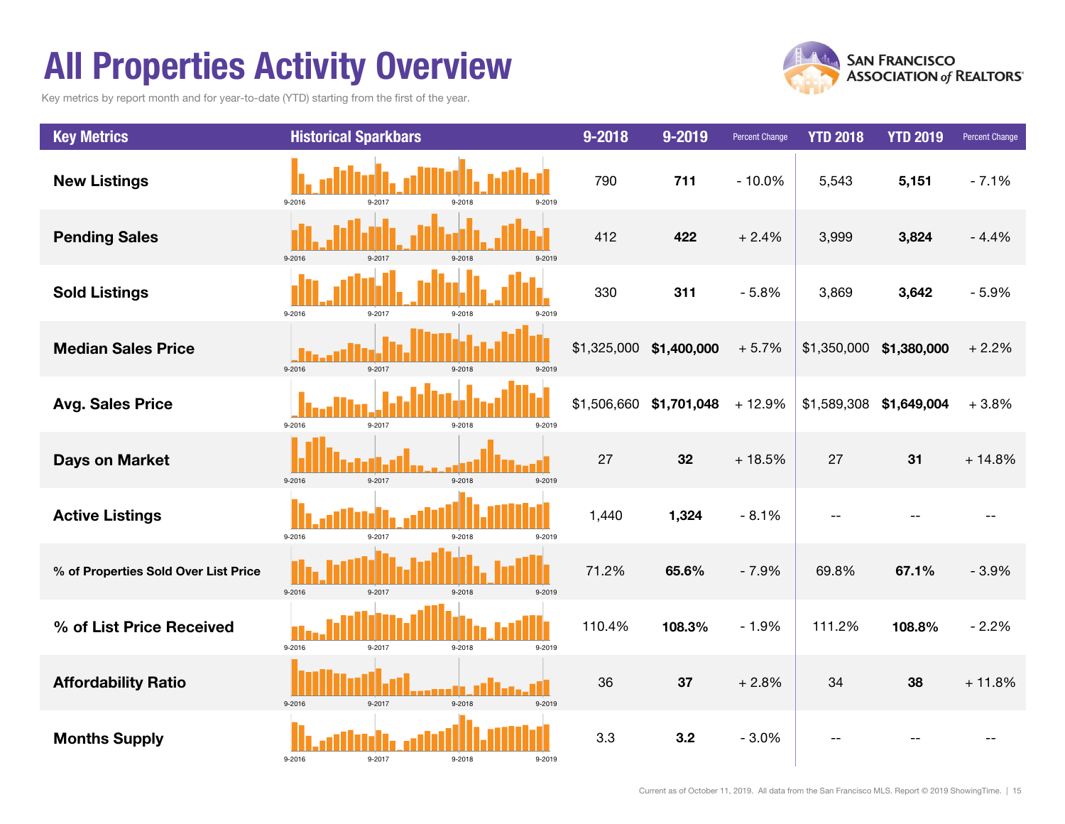# All Properties Activity Overview

Key metrics by report month and for year-to-date (YTD) starting from the first of the year.

SAN FRANCISCO ASSOCIATION of REALTORS®

| Key Metrics | Historical Sparkbars | 9-2018 | 9-2019 | Percent Change | YTD 2018 | YTD 2019 | Percent Change |
|---|---|---|---|---|---|---|---|
| New Listings | 9-2016 9-2017 9-2018 9-2019 | 790 | **711** | - 10.0% | 5,543 | **5,151** | - 7.1% |
| Pending Sales | 9-2016 9-2017 9-2018 9-2019 | 412 | **422** | + 2.4% | 3,999 | **3,824** | - 4.4% |
| Sold Listings | 9-2016 9-2017 9-2018 9-2019 | 330 | **311** | - 5.8% | 3,869 | **3,642** | - 5.9% |
| Median Sales Price | 9-2016 9-2017 9-2018 9-2019 | $1,325,000 | **$1,400,000** | + 5.7% | $1,350,000 | **$1,380,000** | + 2.2% |
| Avg. Sales Price | 9-2016 9-2017 9-2018 9-2019 | $1,506,660 | **$1,701,048** | + 12.9% | $1,589,308 | **$1,649,004** | + 3.8% |
| Days on Market | 9-2016 9-2017 9-2018 9-2019 | 27 | **32** | + 18.5% | 27 | **31** | + 14.8% |
| Active Listings | 9-2016 9-2017 9-2018 9-2019 | 1,440 | **1,324** | - 8.1% | -- | -- | -- |
| % of Properties Sold Over List Price | 9-2016 9-2017 9-2018 9-2019 | 71.2% | **65.6%** | - 7.9% | 69.8% | **67.1%** | - 3.9% |
| % of List Price Received | 9-2016 9-2017 9-2018 9-2019 | 110.4% | **108.3%** | - 1.9% | 111.2% | **108.8%** | - 2.2% |
| Affordability Ratio | 9-2016 9-2017 9-2018 9-2019 | 36 | **37** | + 2.8% | 34 | **38** | + 11.8% |
| Months Supply | 9-2016 9-2017 9-2018 9-2019 | 3.3 | **3.2** | - 3.0% | -- | -- | -- |

Current as of October 11, 2019. All data from the San Francisco MLS. Report © 2019 ShowingTime.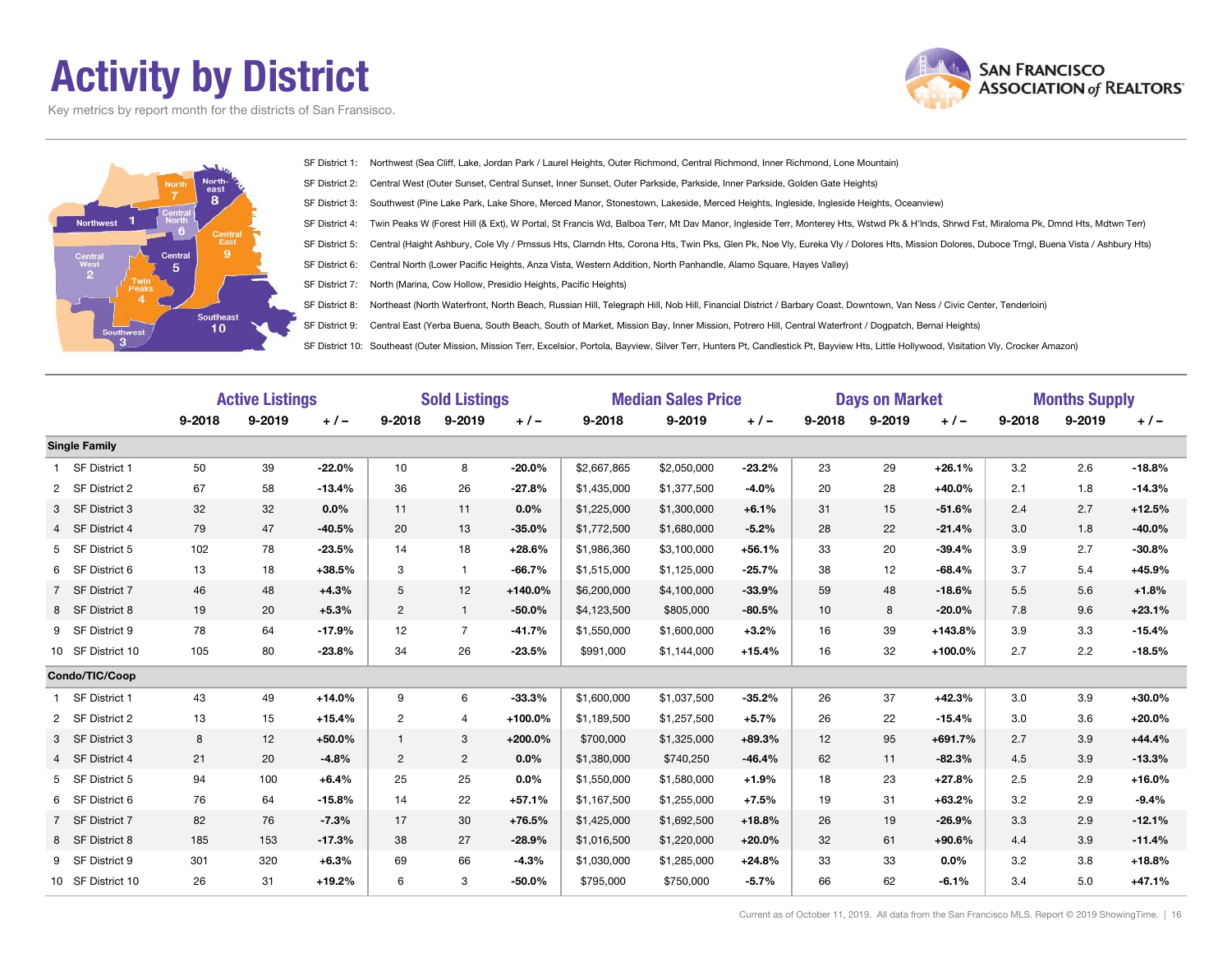# Activity by District

Key metrics by report month for the districts of San Fransisco.

SAN FRANCISCO ASSOCIATION of REALTORS®

Northwest 1
Central West 2
Southwest 3
Twin Peaks 4
Central 5
Central North 6
North 7
North-east 8
Central East 9
Southeast 10

SF District 1: Northwest (Sea Cliff, Lake, Jordan Park / Laurel Heights, Outer Richmond, Central Richmond, Inner Richmond, Lone Mountain)

SF District 2: Central West (Outer Sunset, Central Sunset, Inner Sunset, Outer Parkside, Parkside, Inner Parkside, Golden Gate Heights)

SF District 3: Southwest (Pine Lake Park, Lake Shore, Merced Manor, Stonestown, Lakeside, Merced Heights, Ingleside, Ingleside Heights, Oceanview)

SF District 4: Twin Peaks W (Forest Hill (& Ext), W Portal, St Francis Wd, Balboa Terr, Mt Dav Manor, Ingleside Terr, Monterey Hts, Wstwd Pk & H'lnds, Shrwd Fst, Miraloma Pk, Dmnd Hts, Mdtwn Terr)

SF District 5: Central (Haight Ashbury, Cole Vly / Prnssus Hts, Clarndn Hts, Corona Hts, Twin Pks, Glen Pk, Noe Vly, Eureka Vly / Dolores Hts, Mission Dolores, Duboce Trngl, Buena Vista / Ashbury Hts)

SF District 6: Central North (Lower Pacific Heights, Anza Vista, Western Addition, North Panhandle, Alamo Square, Hayes Valley)

SF District 7: North (Marina, Cow Hollow, Presidio Heights, Pacific Heights)

SF District 8: Northeast (North Waterfront, North Beach, Russian Hill, Telegraph Hill, Nob Hill, Financial District / Barbary Coast, Downtown, Van Ness / Civic Center, Tenderloin)

SF District 9: Central East (Yerba Buena, South Beach, South of Market, Mission Bay, Inner Mission, Potrero Hill, Central Waterfront / Dogpatch, Bernal Heights)

SF District 10: Southeast (Outer Mission, Mission Terr, Excelsior, Portola, Bayview, Silver Terr, Hunters Pt, Candlestick Pt, Bayview Hts, Little Hollywood, Visitation Vly, Crocker Amazon)

| | | Active Listings | | | Sold Listings | | | Median Sales Price | | | Days on Market | | | Months Supply | | |
|---|---|---|---|---|---|---|---|---|---|---|---|---|---|---|---|---|
| | | 9-2018 | 9-2019 | + / – | 9-2018 | 9-2019 | + / – | 9-2018 | 9-2019 | + / – | 9-2018 | 9-2019 | + / – | 9-2018 | 9-2019 | + / – |
| **Single Family** | | | | | | | | | | | | | | | | |
| 1 | SF District 1 | 50 | 39 | **-22.0%** | 10 | 8 | **-20.0%** | $2,667,865 | $2,050,000 | **-23.2%** | 23 | 29 | **+26.1%** | 3.2 | 2.6 | **-18.8%** |
| 2 | SF District 2 | 67 | 58 | **-13.4%** | 36 | 26 | **-27.8%** | $1,435,000 | $1,377,500 | **-4.0%** | 20 | 28 | **+40.0%** | 2.1 | 1.8 | **-14.3%** |
| 3 | SF District 3 | 32 | 32 | **0.0%** | 11 | 11 | **0.0%** | $1,225,000 | $1,300,000 | **+6.1%** | 31 | 15 | **-51.6%** | 2.4 | 2.7 | **+12.5%** |
| 4 | SF District 4 | 79 | 47 | **-40.5%** | 20 | 13 | **-35.0%** | $1,772,500 | $1,680,000 | **-5.2%** | 28 | 22 | **-21.4%** | 3.0 | 1.8 | **-40.0%** |
| 5 | SF District 5 | 102 | 78 | **-23.5%** | 14 | 18 | **+28.6%** | $1,986,360 | $3,100,000 | **+56.1%** | 33 | 20 | **-39.4%** | 3.9 | 2.7 | **-30.8%** |
| 6 | SF District 6 | 13 | 18 | **+38.5%** | 3 | 1 | **-66.7%** | $1,515,000 | $1,125,000 | **-25.7%** | 38 | 12 | **-68.4%** | 3.7 | 5.4 | **+45.9%** |
| 7 | SF District 7 | 46 | 48 | **+4.3%** | 5 | 12 | **+140.0%** | $6,200,000 | $4,100,000 | **-33.9%** | 59 | 48 | **-18.6%** | 5.5 | 5.6 | **+1.8%** |
| 8 | SF District 8 | 19 | 20 | **+5.3%** | 2 | 1 | **-50.0%** | $4,123,500 | $805,000 | **-80.5%** | 10 | 8 | **-20.0%** | 7.8 | 9.6 | **+23.1%** |
| 9 | SF District 9 | 78 | 64 | **-17.9%** | 12 | 7 | **-41.7%** | $1,550,000 | $1,600,000 | **+3.2%** | 16 | 39 | **+143.8%** | 3.9 | 3.3 | **-15.4%** |
| 10 | SF District 10 | 105 | 80 | **-23.8%** | 34 | 26 | **-23.5%** | $991,000 | $1,144,000 | **+15.4%** | 16 | 32 | **+100.0%** | 2.7 | 2.2 | **-18.5%** |
| **Condo/TIC/Coop** | | | | | | | | | | | | | | | | |
| 1 | SF District 1 | 43 | 49 | **+14.0%** | 9 | 6 | **-33.3%** | $1,600,000 | $1,037,500 | **-35.2%** | 26 | 37 | **+42.3%** | 3.0 | 3.9 | **+30.0%** |
| 2 | SF District 2 | 13 | 15 | **+15.4%** | 2 | 4 | **+100.0%** | $1,189,500 | $1,257,500 | **+5.7%** | 26 | 22 | **-15.4%** | 3.0 | 3.6 | **+20.0%** |
| 3 | SF District 3 | 8 | 12 | **+50.0%** | 1 | 3 | **+200.0%** | $700,000 | $1,325,000 | **+89.3%** | 12 | 95 | **+691.7%** | 2.7 | 3.9 | **+44.4%** |
| 4 | SF District 4 | 21 | 20 | **-4.8%** | 2 | 2 | **0.0%** | $1,380,000 | $740,250 | **-46.4%** | 62 | 11 | **-82.3%** | 4.5 | 3.9 | **-13.3%** |
| 5 | SF District 5 | 94 | 100 | **+6.4%** | 25 | 25 | **0.0%** | $1,550,000 | $1,580,000 | **+1.9%** | 18 | 23 | **+27.8%** | 2.5 | 2.9 | **+16.0%** |
| 6 | SF District 6 | 76 | 64 | **-15.8%** | 14 | 22 | **+57.1%** | $1,167,500 | $1,255,000 | **+7.5%** | 19 | 31 | **+63.2%** | 3.2 | 2.9 | **-9.4%** |
| 7 | SF District 7 | 82 | 76 | **-7.3%** | 17 | 30 | **+76.5%** | $1,425,000 | $1,692,500 | **+18.8%** | 26 | 19 | **-26.9%** | 3.3 | 2.9 | **-12.1%** |
| 8 | SF District 8 | 185 | 153 | **-17.3%** | 38 | 27 | **-28.9%** | $1,016,500 | $1,220,000 | **+20.0%** | 32 | 61 | **+90.6%** | 4.4 | 3.9 | **-11.4%** |
| 9 | SF District 9 | 301 | 320 | **+6.3%** | 69 | 66 | **-4.3%** | $1,030,000 | $1,285,000 | **+24.8%** | 33 | 33 | **0.0%** | 3.2 | 3.8 | **+18.8%** |
| 10 | SF District 10 | 26 | 31 | **+19.2%** | 6 | 3 | **-50.0%** | $795,000 | $750,000 | **-5.7%** | 66 | 62 | **-6.1%** | 3.4 | 5.0 | **+47.1%** |

Current as of October 11, 2019. All data from the San Francisco MLS. Report © 2019 ShowingTime.